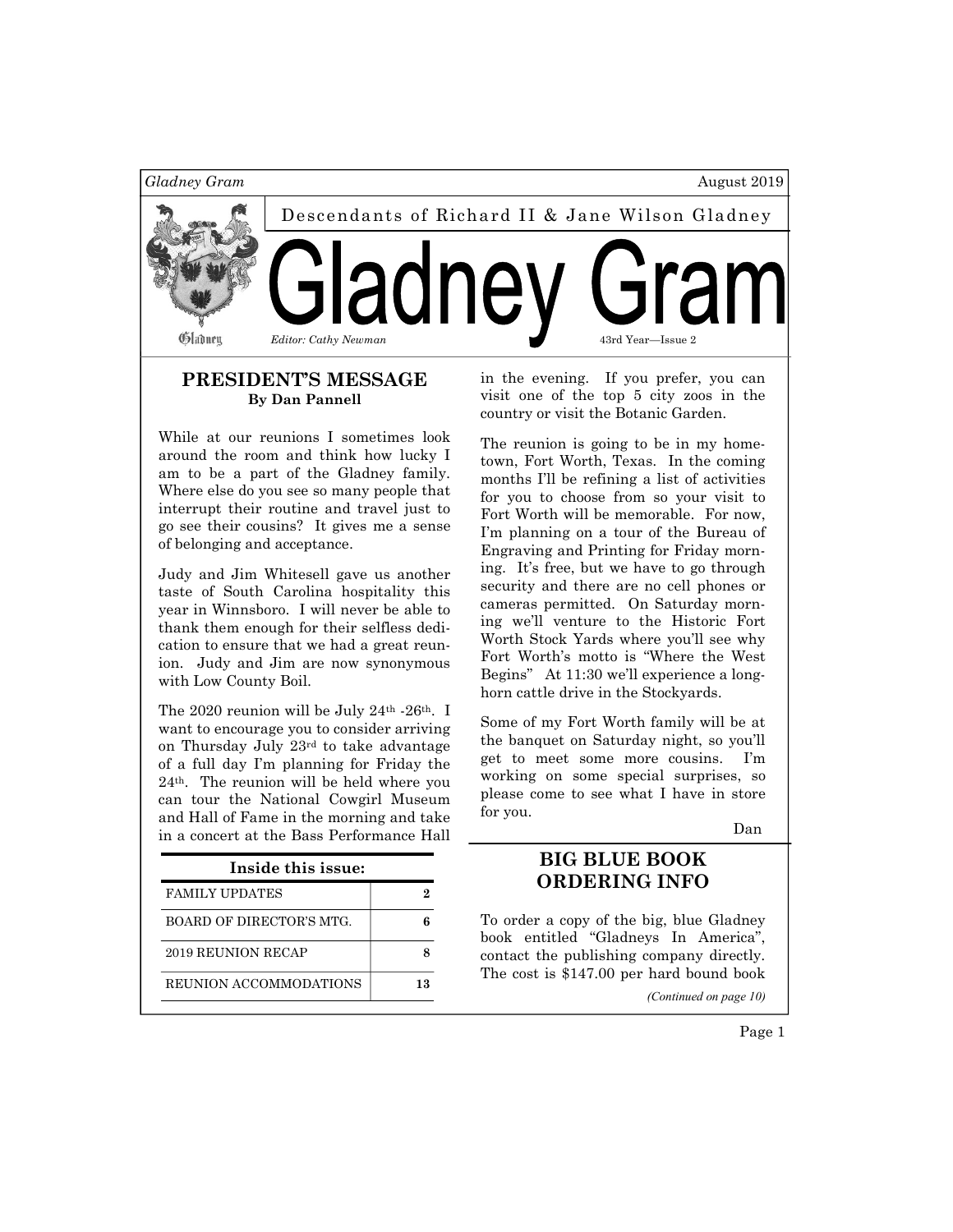Descendants of Richard II & Jane Wilson Gladney

# Gladney Gram

*Editor: Cathy Newman*

43rd Year—Issue 2

August 2019

## PRESIDENT'S MESSAGE

**By Dan Pannell**

While at our reunions I sometimes look around the room and think how lucky I am to be a part of the Gladney family. Where else do you see so many people that interrupt their routine and travel just to go see their cousins? It gives me a sense of belonging and acceptance.

Judy and Jim Whitesell gave us another taste of South Carolina hospitality this year in Winnsboro. I will never be able to thank them enough for their selfless dedication to ensure that we had a great reunion. Judy and Jim are now synonymous with Low County Boil.

The 2020 reunion will be July 24th -26th. I want to encourage you to consider arriving on Thursday July 23rd to take advantage of a full day I'm planning for Friday the 24th. The reunion will be held where you can tour the National Cowgirl Museum and Hall of Fame in the morning and take in a concert at the Bass Performance Hall in the evening. If you prefer, you can visit one of the top 5 city zoos in the country or visit the Botanic Garden.

The reunion is going to be in my hometown, Fort Worth, Texas. In the coming months I'll be refining a list of activities for you to choose from so your visit to Fort Worth will be memorable. For now, I'm planning on a tour of the Bureau of Engraving and Printing for Friday morning. It's free, but we have to go through security and there are no cell phones or cameras permitted. On Saturday morning we'll venture to the Historic Fort Worth Stock Yards where you'll see why Fort Worth's motto is "Where the West Begins" At 11:30 we'll experience a longhorn cattle drive in the Stockyards.

Some of my Fort Worth family will be at the banquet on Saturday night, so you'll get to meet some more cousins. I'm working on some special surprises, so please come to see what I have in store for you.

Dan

| Inside this issue: | |
|---|---|
| FAMILY UPDATES | 2 |
| BOARD OF DIRECTOR'S MTG. | 6 |
| 2019 REUNION RECAP | 8 |
| REUNION ACCOMMODATIONS | 13 |

## BIG BLUE BOOK ORDERING INFO

To order a copy of the big, blue Gladney book entitled "Gladneys In America", contact the publishing company directly. The cost is $147.00 per hard bound book

*(Continued on page 10)*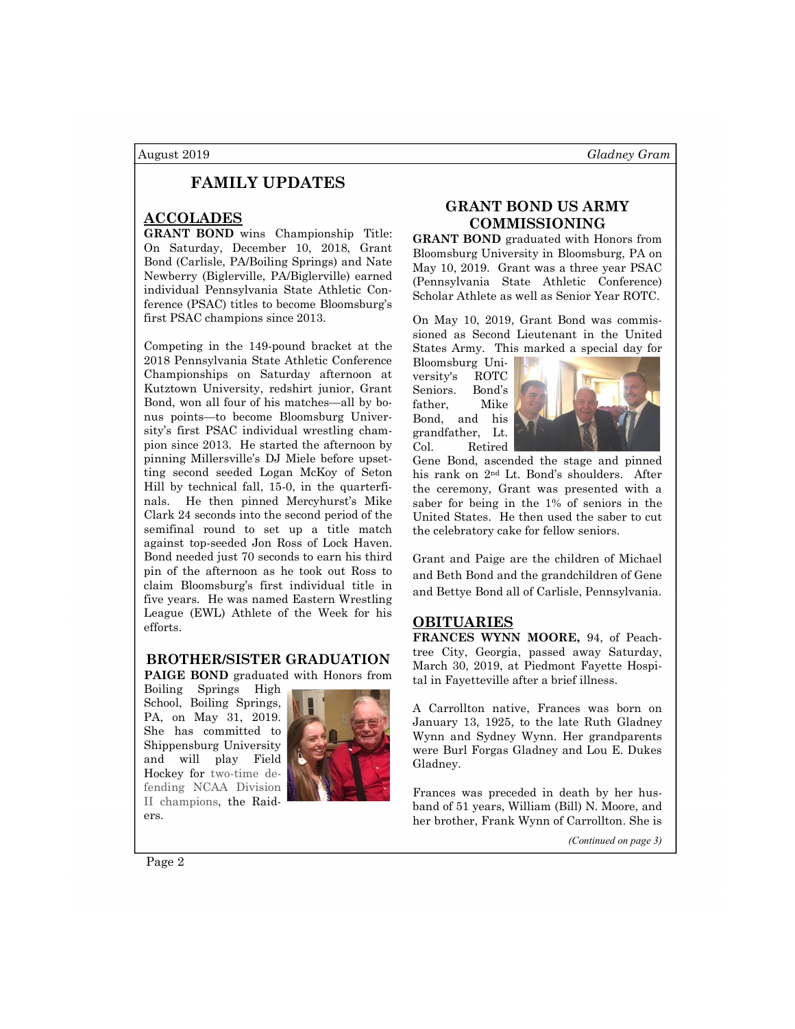# FAMILY UPDATES

## ACCOLADES

**GRANT BOND** wins Championship Title: On Saturday, December 10, 2018, Grant Bond (Carlisle, PA/Boiling Springs) and Nate Newberry (Biglerville, PA/Biglerville) earned individual Pennsylvania State Athletic Conference (PSAC) titles to become Bloomsburg's first PSAC champions since 2013.

Competing in the 149-pound bracket at the 2018 Pennsylvania State Athletic Conference Championships on Saturday afternoon at Kutztown University, redshirt junior, Grant Bond, won all four of his matches—all by bonus points—to become Bloomsburg University's first PSAC individual wrestling champion since 2013. He started the afternoon by pinning Millersville's DJ Miele before upsetting second seeded Logan McKoy of Seton Hill by technical fall, 15-0, in the quarterfinals. He then pinned Mercyhurst's Mike Clark 24 seconds into the second period of the semifinal round to set up a title match against top-seeded Jon Ross of Lock Haven. Bond needed just 70 seconds to earn his third pin of the afternoon as he took out Ross to claim Bloomsburg's first individual title in five years. He was named Eastern Wrestling League (EWL) Athlete of the Week for his efforts.

## BROTHER/SISTER GRADUATION

**PAIGE BOND** graduated with Honors from Boiling Springs High School, Boiling Springs, PA, on May 31, 2019. She has committed to Shippensburg University and will play Field Hockey for two-time defending NCAA Division II champions, the Raiders.

## GRANT BOND US ARMY COMMISSIONING

**GRANT BOND** graduated with Honors from Bloomsburg University in Bloomsburg, PA on May 10, 2019. Grant was a three year PSAC (Pennsylvania State Athletic Conference) Scholar Athlete as well as Senior Year ROTC.

On May 10, 2019, Grant Bond was commissioned as Second Lieutenant in the United States Army. This marked a special day for Bloomsburg University's ROTC Seniors. Bond's father, Mike Bond, and his grandfather, Lt. Col. Retired Gene Bond, ascended the stage and pinned his rank on 2nd Lt. Bond's shoulders. After the ceremony, Grant was presented with a saber for being in the 1% of seniors in the United States. He then used the saber to cut the celebratory cake for fellow seniors.

Grant and Paige are the children of Michael and Beth Bond and the grandchildren of Gene and Bettye Bond all of Carlisle, Pennsylvania.

## OBITUARIES

**FRANCES WYNN MOORE,** 94, of Peachtree City, Georgia, passed away Saturday, March 30, 2019, at Piedmont Fayette Hospital in Fayetteville after a brief illness.

A Carrollton native, Frances was born on January 13, 1925, to the late Ruth Gladney Wynn and Sydney Wynn. Her grandparents were Burl Forgas Gladney and Lou E. Dukes Gladney.

Frances was preceded in death by her husband of 51 years, William (Bill) N. Moore, and her brother, Frank Wynn of Carrollton. She is

*(Continued on page 3)*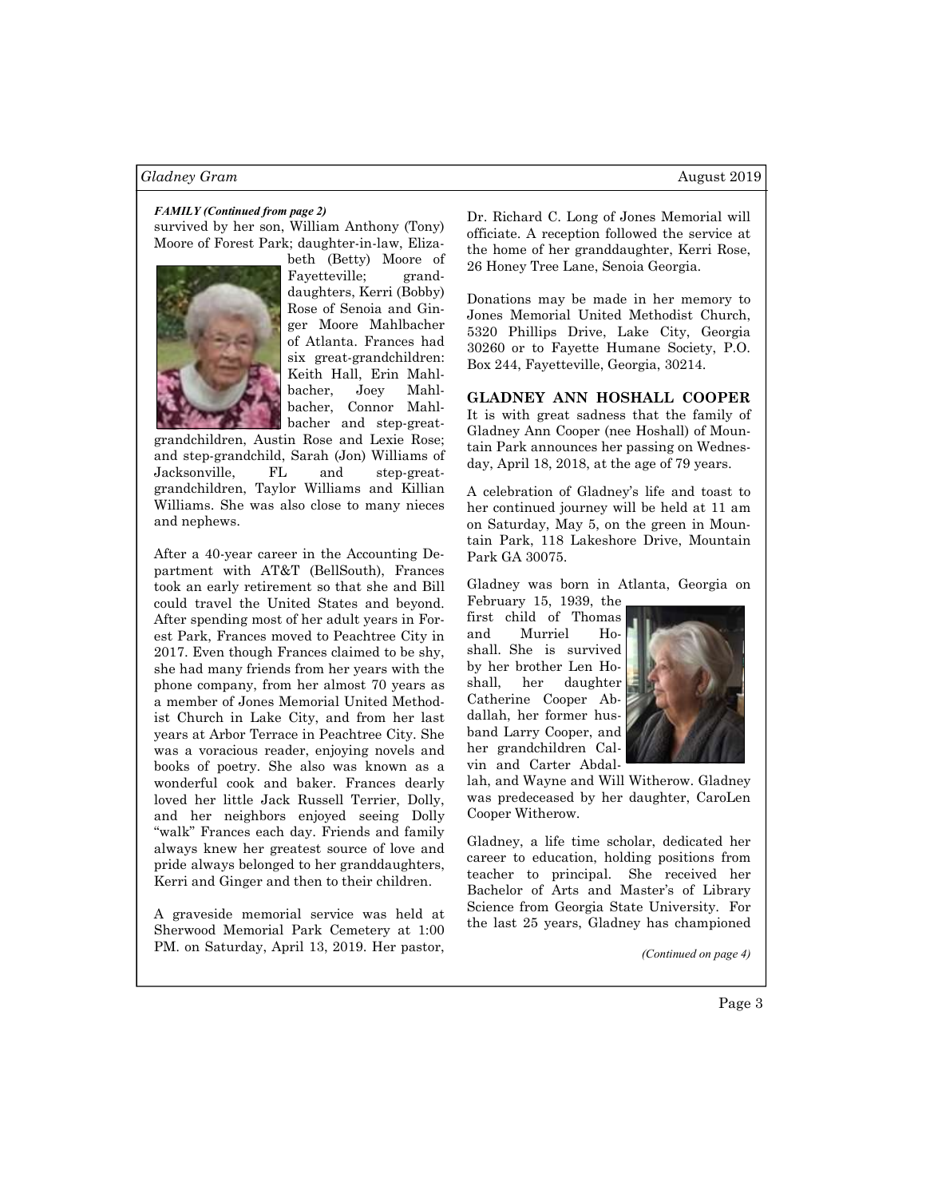*FAMILY (Continued from page 2)*

survived by her son, William Anthony (Tony) Moore of Forest Park; daughter-in-law, Elizabeth (Betty) Moore of Fayetteville; granddaughters, Kerri (Bobby) Rose of Senoia and Ginger Moore Mahlbacher of Atlanta. Frances had six great-grandchildren: Keith Hall, Erin Mahlbacher, Joey Mahlbacher, Connor Mahlbacher and step-great-grandchildren, Austin Rose and Lexie Rose; and step-grandchild, Sarah (Jon) Williams of Jacksonville, FL and step-great-grandchildren, Taylor Williams and Killian Williams. She was also close to many nieces and nephews.

After a 40-year career in the Accounting Department with AT&T (BellSouth), Frances took an early retirement so that she and Bill could travel the United States and beyond. After spending most of her adult years in Forest Park, Frances moved to Peachtree City in 2017. Even though Frances claimed to be shy, she had many friends from her years with the phone company, from her almost 70 years as a member of Jones Memorial United Methodist Church in Lake City, and from her last years at Arbor Terrace in Peachtree City. She was a voracious reader, enjoying novels and books of poetry. She also was known as a wonderful cook and baker. Frances dearly loved her little Jack Russell Terrier, Dolly, and her neighbors enjoyed seeing Dolly "walk" Frances each day. Friends and family always knew her greatest source of love and pride always belonged to her granddaughters, Kerri and Ginger and then to their children.

A graveside memorial service was held at Sherwood Memorial Park Cemetery at 1:00 PM. on Saturday, April 13, 2019. Her pastor, Dr. Richard C. Long of Jones Memorial will officiate. A reception followed the service at the home of her granddaughter, Kerri Rose, 26 Honey Tree Lane, Senoia Georgia.

Donations may be made in her memory to Jones Memorial United Methodist Church, 5320 Phillips Drive, Lake City, Georgia 30260 or to Fayette Humane Society, P.O. Box 244, Fayetteville, Georgia, 30214.

**GLADNEY ANN HOSHALL COOPER**

It is with great sadness that the family of Gladney Ann Cooper (nee Hoshall) of Mountain Park announces her passing on Wednesday, April 18, 2018, at the age of 79 years.

A celebration of Gladney's life and toast to her continued journey will be held at 11 am on Saturday, May 5, on the green in Mountain Park, 118 Lakeshore Drive, Mountain Park GA 30075.

Gladney was born in Atlanta, Georgia on February 15, 1939, the first child of Thomas and Murriel Hoshall. She is survived by her brother Len Hoshall, her daughter Catherine Cooper Abdallah, her former husband Larry Cooper, and her grandchildren Calvin and Carter Abdallah, and Wayne and Will Witherow. Gladney was predeceased by her daughter, CaroLen Cooper Witherow.

Gladney, a life time scholar, dedicated her career to education, holding positions from teacher to principal. She received her Bachelor of Arts and Master's of Library Science from Georgia State University. For the last 25 years, Gladney has championed

*(Continued on page 4)*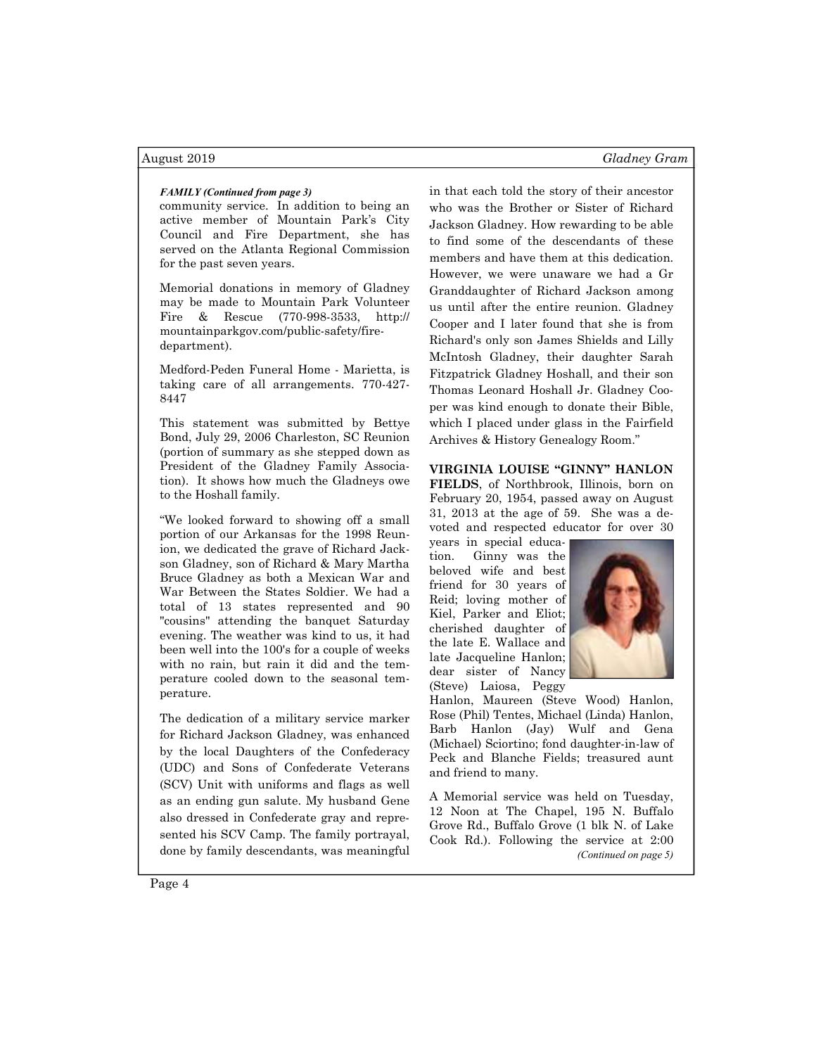*FAMILY (Continued from page 3)*

community service. In addition to being an active member of Mountain Park's City Council and Fire Department, she has served on the Atlanta Regional Commission for the past seven years.

Memorial donations in memory of Gladney may be made to Mountain Park Volunteer Fire & Rescue (770-998-3533, http://mountainparkgov.com/public-safety/fire-department).

Medford-Peden Funeral Home - Marietta, is taking care of all arrangements. 770-427-8447

This statement was submitted by Bettye Bond, July 29, 2006 Charleston, SC Reunion (portion of summary as she stepped down as President of the Gladney Family Association). It shows how much the Gladneys owe to the Hoshall family.

"We looked forward to showing off a small portion of our Arkansas for the 1998 Reunion, we dedicated the grave of Richard Jackson Gladney, son of Richard & Mary Martha Bruce Gladney as both a Mexican War and War Between the States Soldier. We had a total of 13 states represented and 90 "cousins" attending the banquet Saturday evening. The weather was kind to us, it had been well into the 100's for a couple of weeks with no rain, but rain it did and the temperature cooled down to the seasonal temperature.

The dedication of a military service marker for Richard Jackson Gladney, was enhanced by the local Daughters of the Confederacy (UDC) and Sons of Confederate Veterans (SCV) Unit with uniforms and flags as well as an ending gun salute. My husband Gene also dressed in Confederate gray and represented his SCV Camp. The family portrayal, done by family descendants, was meaningful in that each told the story of their ancestor who was the Brother or Sister of Richard Jackson Gladney. How rewarding to be able to find some of the descendants of these members and have them at this dedication. However, we were unaware we had a Gr Granddaughter of Richard Jackson among us until after the entire reunion. Gladney Cooper and I later found that she is from Richard's only son James Shields and Lilly McIntosh Gladney, their daughter Sarah Fitzpatrick Gladney Hoshall, and their son Thomas Leonard Hoshall Jr. Gladney Cooper was kind enough to donate their Bible, which I placed under glass in the Fairfield Archives & History Genealogy Room."

**VIRGINIA LOUISE "GINNY" HANLON FIELDS**, of Northbrook, Illinois, born on February 20, 1954, passed away on August 31, 2013 at the age of 59. She was a devoted and respected educator for over 30 years in special education. Ginny was the beloved wife and best friend for 30 years of Reid; loving mother of Kiel, Parker and Eliot; cherished daughter of the late E. Wallace and late Jacqueline Hanlon; dear sister of Nancy (Steve) Laiosa, Peggy Hanlon, Maureen (Steve Wood) Hanlon, Rose (Phil) Tentes, Michael (Linda) Hanlon, Barb Hanlon (Jay) Wulf and Gena (Michael) Sciortino; fond daughter-in-law of Peck and Blanche Fields; treasured aunt and friend to many.

A Memorial service was held on Tuesday, 12 Noon at The Chapel, 195 N. Buffalo Grove Rd., Buffalo Grove (1 blk N. of Lake Cook Rd.). Following the service at 2:00

*(Continued on page 5)*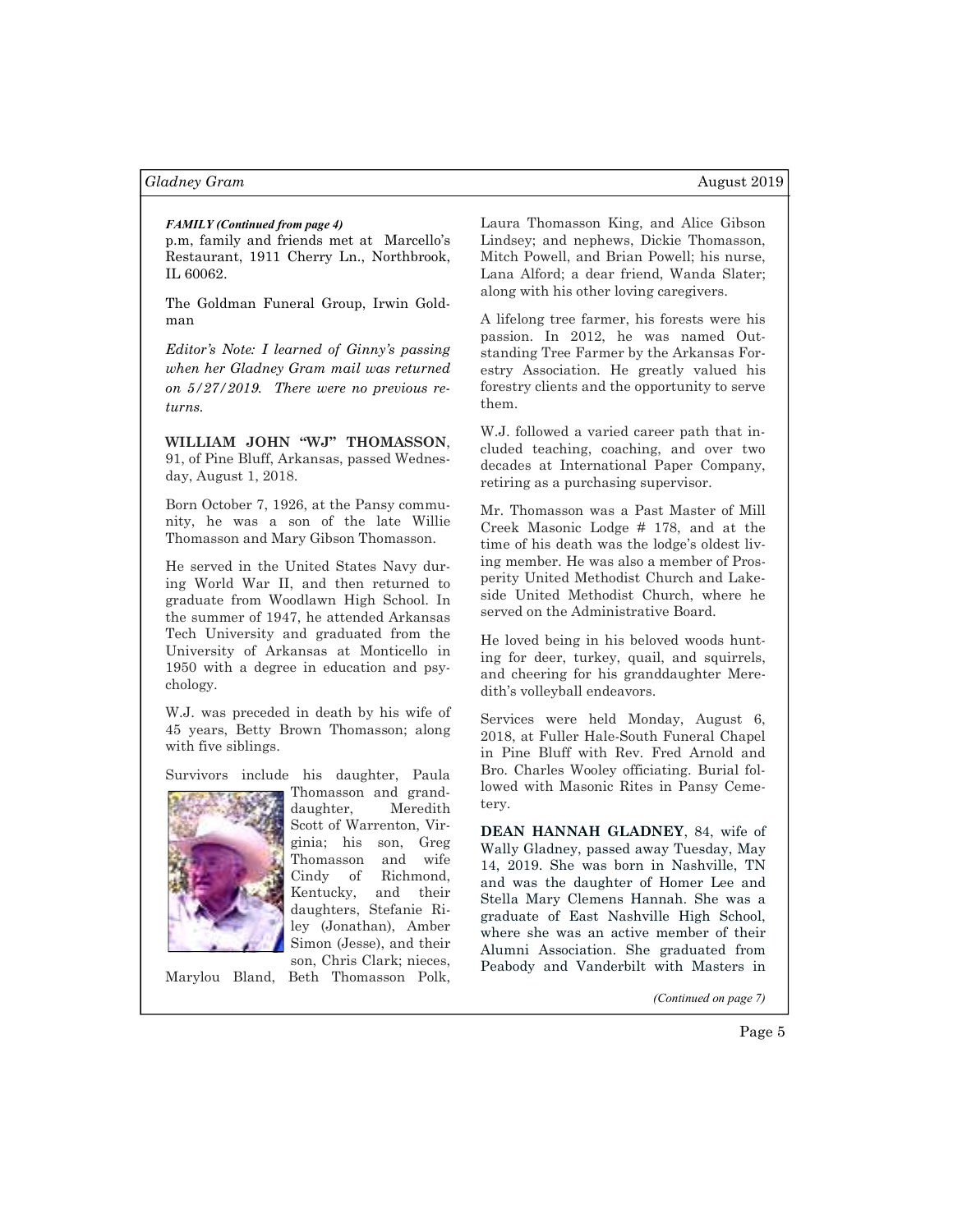*FAMILY (Continued from page 4)*

p.m, family and friends met at Marcello's Restaurant, 1911 Cherry Ln., Northbrook, IL 60062.

The Goldman Funeral Group, Irwin Goldman

*Editor's Note: I learned of Ginny's passing when her Gladney Gram mail was returned on 5/27/2019. There were no previous returns.*

**WILLIAM JOHN "WJ" THOMASSON**, 91, of Pine Bluff, Arkansas, passed Wednesday, August 1, 2018.

Born October 7, 1926, at the Pansy community, he was a son of the late Willie Thomasson and Mary Gibson Thomasson.

He served in the United States Navy during World War II, and then returned to graduate from Woodlawn High School. In the summer of 1947, he attended Arkansas Tech University and graduated from the University of Arkansas at Monticello in 1950 with a degree in education and psychology.

W.J. was preceded in death by his wife of 45 years, Betty Brown Thomasson; along with five siblings.

Survivors include his daughter, Paula Thomasson and granddaughter, Meredith Scott of Warrenton, Virginia; his son, Greg Thomasson and wife Cindy of Richmond, Kentucky, and their daughters, Stefanie Riley (Jonathan), Amber Simon (Jesse), and their son, Chris Clark; nieces, Marylou Bland, Beth Thomasson Polk, Laura Thomasson King, and Alice Gibson Lindsey; and nephews, Dickie Thomasson, Mitch Powell, and Brian Powell; his nurse, Lana Alford; a dear friend, Wanda Slater; along with his other loving caregivers.

A lifelong tree farmer, his forests were his passion. In 2012, he was named Outstanding Tree Farmer by the Arkansas Forestry Association. He greatly valued his forestry clients and the opportunity to serve them.

W.J. followed a varied career path that included teaching, coaching, and over two decades at International Paper Company, retiring as a purchasing supervisor.

Mr. Thomasson was a Past Master of Mill Creek Masonic Lodge # 178, and at the time of his death was the lodge's oldest living member. He was also a member of Prosperity United Methodist Church and Lakeside United Methodist Church, where he served on the Administrative Board.

He loved being in his beloved woods hunting for deer, turkey, quail, and squirrels, and cheering for his granddaughter Meredith's volleyball endeavors.

Services were held Monday, August 6, 2018, at Fuller Hale-South Funeral Chapel in Pine Bluff with Rev. Fred Arnold and Bro. Charles Wooley officiating. Burial followed with Masonic Rites in Pansy Cemetery.

**DEAN HANNAH GLADNEY**, 84, wife of Wally Gladney, passed away Tuesday, May 14, 2019. She was born in Nashville, TN and was the daughter of Homer Lee and Stella Mary Clemens Hannah. She was a graduate of East Nashville High School, where she was an active member of their Alumni Association. She graduated from Peabody and Vanderbilt with Masters in

*(Continued on page 7)*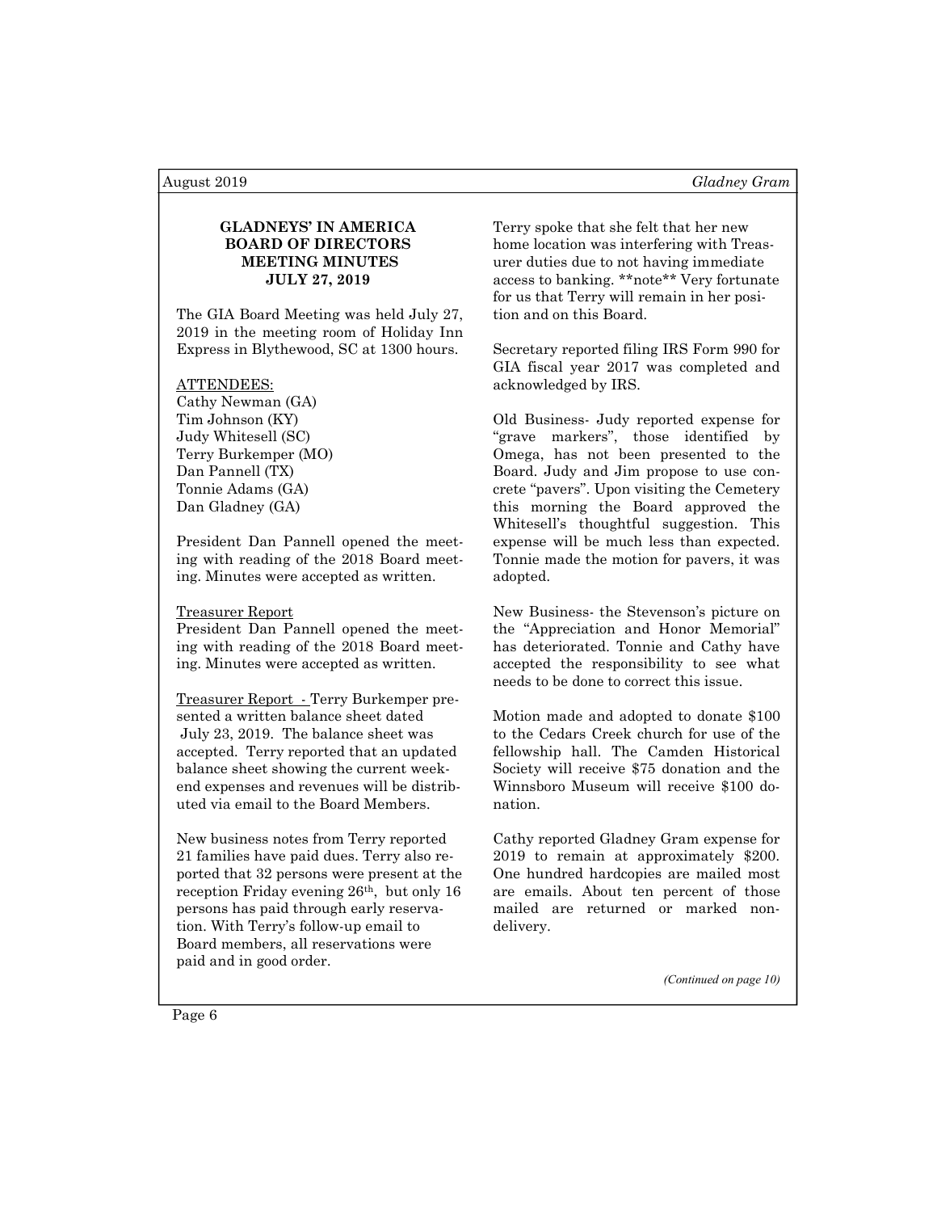**GLADNEYS' IN AMERICA**
**BOARD OF DIRECTORS**
**MEETING MINUTES**
**JULY 27, 2019**

The GIA Board Meeting was held July 27, 2019 in the meeting room of Holiday Inn Express in Blythewood, SC at 1300 hours.

ATTENDEES:
Cathy Newman (GA)
Tim Johnson (KY)
Judy Whitesell (SC)
Terry Burkemper (MO)
Dan Pannell (TX)
Tonnie Adams (GA)
Dan Gladney (GA)

President Dan Pannell opened the meeting with reading of the 2018 Board meeting. Minutes were accepted as written.

Treasurer Report
President Dan Pannell opened the meeting with reading of the 2018 Board meeting. Minutes were accepted as written.

Treasurer Report - Terry Burkemper presented a written balance sheet dated July 23, 2019. The balance sheet was accepted. Terry reported that an updated balance sheet showing the current weekend expenses and revenues will be distributed via email to the Board Members.

New business notes from Terry reported 21 families have paid dues. Terry also reported that 32 persons were present at the reception Friday evening 26th, but only 16 persons has paid through early reservation. With Terry's follow-up email to Board members, all reservations were paid and in good order.

Terry spoke that she felt that her new home location was interfering with Treasurer duties due to not having immediate access to banking. **note** Very fortunate for us that Terry will remain in her position and on this Board.

Secretary reported filing IRS Form 990 for GIA fiscal year 2017 was completed and acknowledged by IRS.

Old Business- Judy reported expense for "grave markers", those identified by Omega, has not been presented to the Board. Judy and Jim propose to use concrete "pavers". Upon visiting the Cemetery this morning the Board approved the Whitesell's thoughtful suggestion. This expense will be much less than expected. Tonnie made the motion for pavers, it was adopted.

New Business- the Stevenson's picture on the "Appreciation and Honor Memorial" has deteriorated. Tonnie and Cathy have accepted the responsibility to see what needs to be done to correct this issue.

Motion made and adopted to donate $100 to the Cedars Creek church for use of the fellowship hall. The Camden Historical Society will receive $75 donation and the Winnsboro Museum will receive $100 donation.

Cathy reported Gladney Gram expense for 2019 to remain at approximately $200. One hundred hardcopies are mailed most are emails. About ten percent of those mailed are returned or marked non-delivery.

*(Continued on page 10)*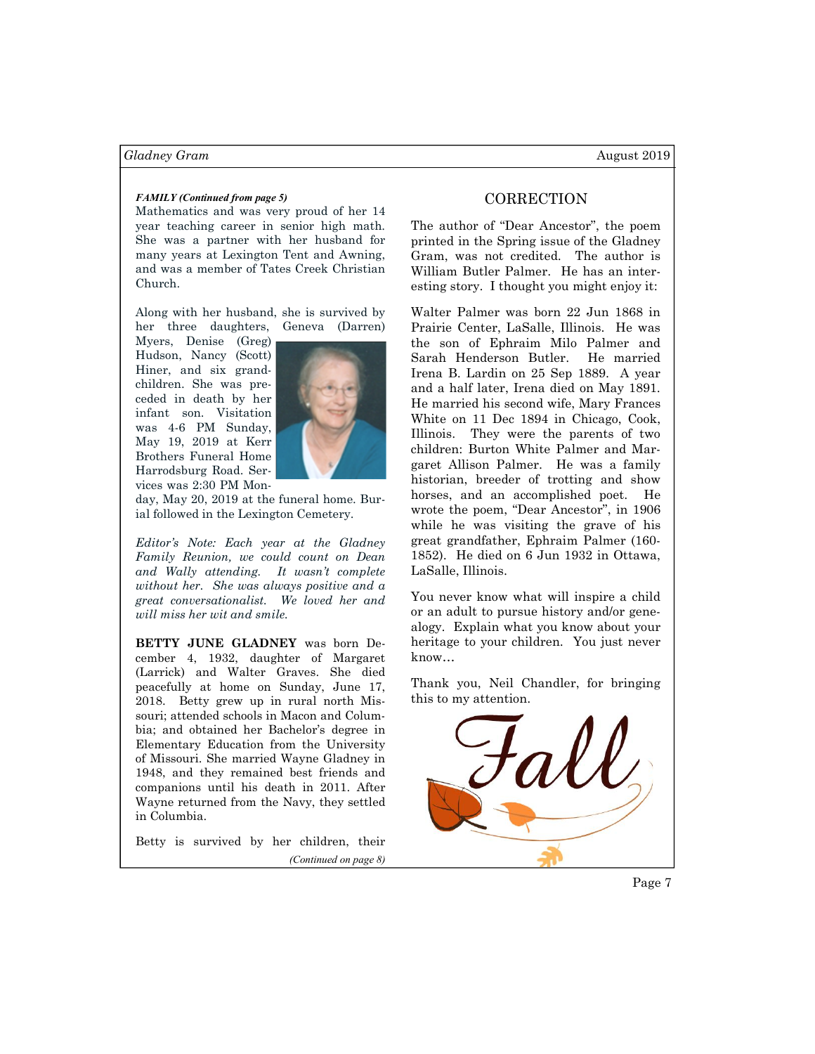***FAMILY (Continued from page 5)***

Mathematics and was very proud of her 14 year teaching career in senior high math. She was a partner with her husband for many years at Lexington Tent and Awning, and was a member of Tates Creek Christian Church.

Along with her husband, she is survived by her three daughters, Geneva (Darren) Myers, Denise (Greg) Hudson, Nancy (Scott) Hiner, and six grandchildren. She was preceded in death by her infant son. Visitation was 4-6 PM Sunday, May 19, 2019 at Kerr Brothers Funeral Home Harrodsburg Road. Services was 2:30 PM Monday, May 20, 2019 at the funeral home. Burial followed in the Lexington Cemetery.

*Editor's Note: Each year at the Gladney Family Reunion, we could count on Dean and Wally attending. It wasn't complete without her. She was always positive and a great conversationalist. We loved her and will miss her wit and smile.*

**BETTY JUNE GLADNEY** was born December 4, 1932, daughter of Margaret (Larrick) and Walter Graves. She died peacefully at home on Sunday, June 17, 2018. Betty grew up in rural north Missouri; attended schools in Macon and Columbia; and obtained her Bachelor's degree in Elementary Education from the University of Missouri. She married Wayne Gladney in 1948, and they remained best friends and companions until his death in 2011. After Wayne returned from the Navy, they settled in Columbia.

Betty is survived by her children, their

*(Continued on page 8)*

## CORRECTION

The author of "Dear Ancestor", the poem printed in the Spring issue of the Gladney Gram, was not credited. The author is William Butler Palmer. He has an interesting story. I thought you might enjoy it:

Walter Palmer was born 22 Jun 1868 in Prairie Center, LaSalle, Illinois. He was the son of Ephraim Milo Palmer and Sarah Henderson Butler. He married Irena B. Lardin on 25 Sep 1889. A year and a half later, Irena died on May 1891. He married his second wife, Mary Frances White on 11 Dec 1894 in Chicago, Cook, Illinois. They were the parents of two children: Burton White Palmer and Margaret Allison Palmer. He was a family historian, breeder of trotting and show horses, and an accomplished poet. He wrote the poem, "Dear Ancestor", in 1906 while he was visiting the grave of his great grandfather, Ephraim Palmer (160-1852). He died on 6 Jun 1932 in Ottawa, LaSalle, Illinois.

You never know what will inspire a child or an adult to pursue history and/or genealogy. Explain what you know about your heritage to your children. You just never know…

Thank you, Neil Chandler, for bringing this to my attention.

Fall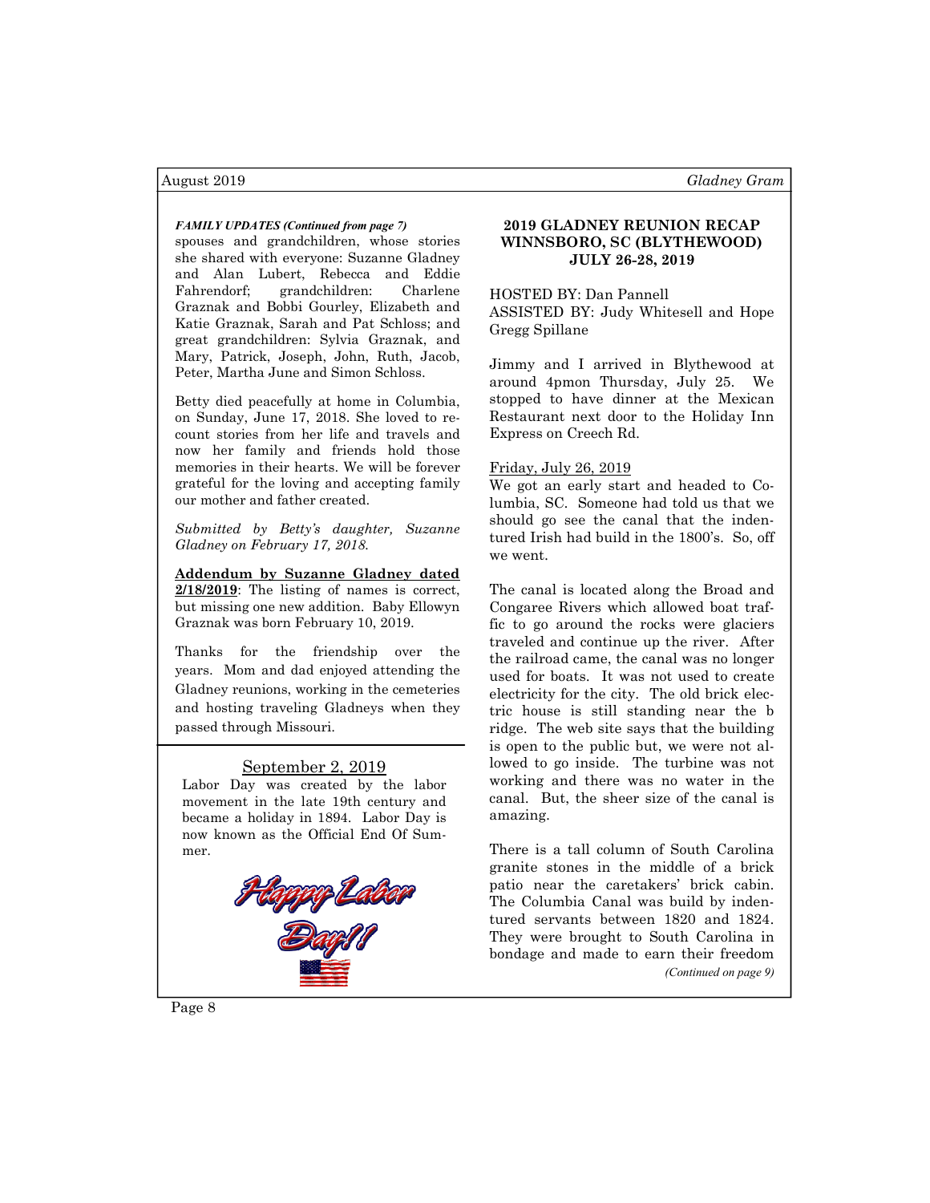***FAMILY UPDATES (Continued from page 7)***

spouses and grandchildren, whose stories she shared with everyone: Suzanne Gladney and Alan Lubert, Rebecca and Eddie Fahrendorf; grandchildren: Charlene Graznak and Bobbi Gourley, Elizabeth and Katie Graznak, Sarah and Pat Schloss; and great grandchildren: Sylvia Graznak, and Mary, Patrick, Joseph, John, Ruth, Jacob, Peter, Martha June and Simon Schloss.

Betty died peacefully at home in Columbia, on Sunday, June 17, 2018. She loved to recount stories from her life and travels and now her family and friends hold those memories in their hearts. We will be forever grateful for the loving and accepting family our mother and father created.

*Submitted by Betty's daughter, Suzanne Gladney on February 17, 2018.*

**Addendum by Suzanne Gladney dated 2/18/2019**: The listing of names is correct, but missing one new addition. Baby Ellowyn Graznak was born February 10, 2019.

Thanks for the friendship over the years. Mom and dad enjoyed attending the Gladney reunions, working in the cemeteries and hosting traveling Gladneys when they passed through Missouri.

## September 2, 2019

Labor Day was created by the labor movement in the late 19th century and became a holiday in 1894. Labor Day is now known as the Official End Of Summer.

Happy Labor Day!!

## 2019 GLADNEY REUNION RECAP WINNSBORO, SC (BLYTHEWOOD) JULY 26-28, 2019

HOSTED BY: Dan Pannell
ASSISTED BY: Judy Whitesell and Hope Gregg Spillane

Jimmy and I arrived in Blythewood at around 4pmon Thursday, July 25. We stopped to have dinner at the Mexican Restaurant next door to the Holiday Inn Express on Creech Rd.

Friday, July 26, 2019

We got an early start and headed to Columbia, SC. Someone had told us that we should go see the canal that the indentured Irish had build in the 1800's. So, off we went.

The canal is located along the Broad and Congaree Rivers which allowed boat traffic to go around the rocks were glaciers traveled and continue up the river. After the railroad came, the canal was no longer used for boats. It was not used to create electricity for the city. The old brick electric house is still standing near the b ridge. The web site says that the building is open to the public but, we were not allowed to go inside. The turbine was not working and there was no water in the canal. But, the sheer size of the canal is amazing.

There is a tall column of South Carolina granite stones in the middle of a brick patio near the caretakers' brick cabin. The Columbia Canal was build by indentured servants between 1820 and 1824. They were brought to South Carolina in bondage and made to earn their freedom

*(Continued on page 9)*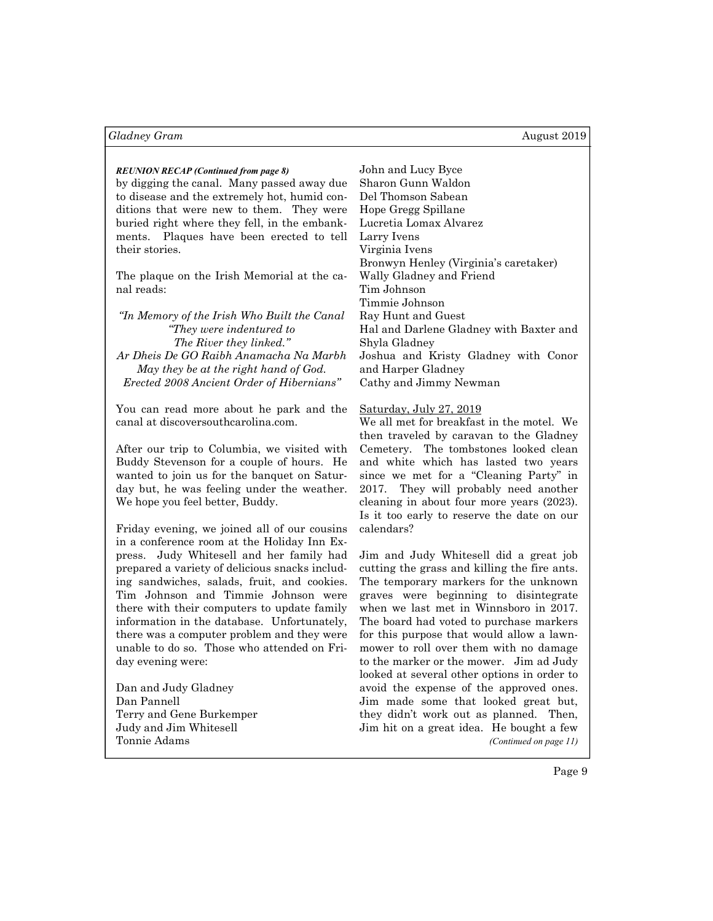***REUNION RECAP (Continued from page 8)***

by digging the canal. Many passed away due to disease and the extremely hot, humid conditions that were new to them. They were buried right where they fell, in the embankments. Plaques have been erected to tell their stories.

The plaque on the Irish Memorial at the canal reads:

*"In Memory of the Irish Who Built the Canal*
*"They were indentured to*
*The River they linked."*
*Ar Dheis De GO Raibh Anamacha Na Marbh*
*May they be at the right hand of God.*
*Erected 2008 Ancient Order of Hibernians"*

You can read more about he park and the canal at discoversouthcarolina.com.

After our trip to Columbia, we visited with Buddy Stevenson for a couple of hours. He wanted to join us for the banquet on Saturday but, he was feeling under the weather. We hope you feel better, Buddy.

Friday evening, we joined all of our cousins in a conference room at the Holiday Inn Express. Judy Whitesell and her family had prepared a variety of delicious snacks including sandwiches, salads, fruit, and cookies. Tim Johnson and Timmie Johnson were there with their computers to update family information in the database. Unfortunately, there was a computer problem and they were unable to do so. Those who attended on Friday evening were:

Dan and Judy Gladney
Dan Pannell
Terry and Gene Burkemper
Judy and Jim Whitesell
Tonnie Adams
John and Lucy Byce
Sharon Gunn Waldon
Del Thomson Sabean
Hope Gregg Spillane
Lucretia Lomax Alvarez
Larry Ivens
Virginia Ivens
Bronwyn Henley (Virginia's caretaker)
Wally Gladney and Friend
Tim Johnson
Timmie Johnson
Ray Hunt and Guest
Hal and Darlene Gladney with Baxter and Shyla Gladney
Joshua and Kristy Gladney with Conor and Harper Gladney
Cathy and Jimmy Newman

Saturday, July 27, 2019

We all met for breakfast in the motel. We then traveled by caravan to the Gladney Cemetery. The tombstones looked clean and white which has lasted two years since we met for a "Cleaning Party" in 2017. They will probably need another cleaning in about four more years (2023). Is it too early to reserve the date on our calendars?

Jim and Judy Whitesell did a great job cutting the grass and killing the fire ants. The temporary markers for the unknown graves were beginning to disintegrate when we last met in Winnsboro in 2017. The board had voted to purchase markers for this purpose that would allow a lawnmower to roll over them with no damage to the marker or the mower. Jim ad Judy looked at several other options in order to avoid the expense of the approved ones. Jim made some that looked great but, they didn't work out as planned. Then, Jim hit on a great idea. He bought a few

*(Continued on page 11)*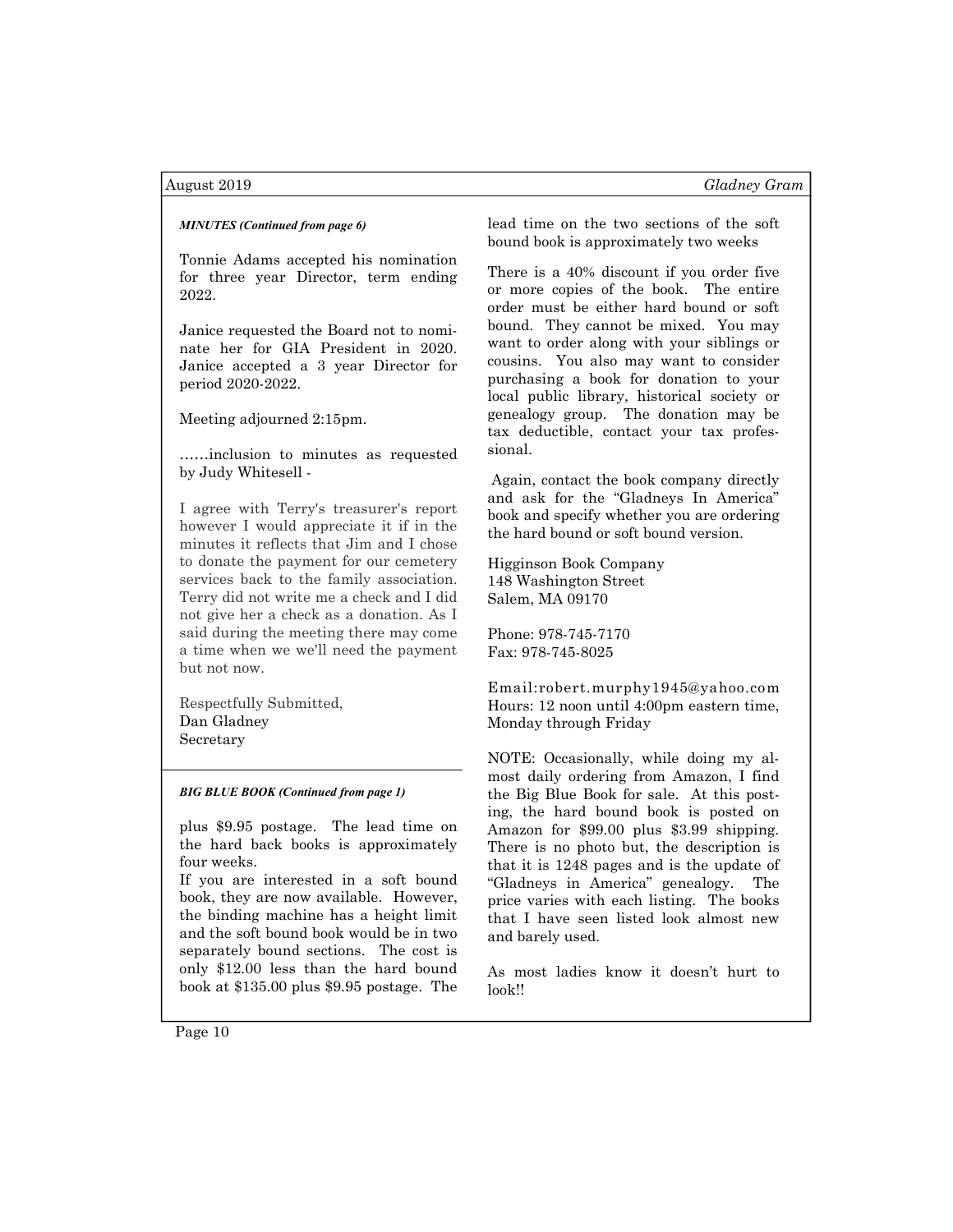***MINUTES (Continued from page 6)***

Tonnie Adams accepted his nomination for three year Director, term ending 2022.

Janice requested the Board not to nominate her for GIA President in 2020. Janice accepted a 3 year Director for period 2020-2022.

Meeting adjourned 2:15pm.

……inclusion to minutes as requested by Judy Whitesell -

I agree with Terry's treasurer's report however I would appreciate it if in the minutes it reflects that Jim and I chose to donate the payment for our cemetery services back to the family association. Terry did not write me a check and I did not give her a check as a donation. As I said during the meeting there may come a time when we we'll need the payment but not now.

Respectfully Submitted,
Dan Gladney
Secretary

***BIG BLUE BOOK (Continued from page 1)***

plus $9.95 postage. The lead time on the hard back books is approximately four weeks.

If you are interested in a soft bound book, they are now available. However, the binding machine has a height limit and the soft bound book would be in two separately bound sections. The cost is only $12.00 less than the hard bound book at $135.00 plus $9.95 postage. The lead time on the two sections of the soft bound book is approximately two weeks

There is a 40% discount if you order five or more copies of the book. The entire order must be either hard bound or soft bound. They cannot be mixed. You may want to order along with your siblings or cousins. You also may want to consider purchasing a book for donation to your local public library, historical society or genealogy group. The donation may be tax deductible, contact your tax professional.

Again, contact the book company directly and ask for the "Gladneys In America" book and specify whether you are ordering the hard bound or soft bound version.

Higginson Book Company
148 Washington Street
Salem, MA 09170

Phone: 978-745-7170
Fax: 978-745-8025

Email:robert.murphy1945@yahoo.com
Hours: 12 noon until 4:00pm eastern time, Monday through Friday

NOTE: Occasionally, while doing my almost daily ordering from Amazon, I find the Big Blue Book for sale. At this posting, the hard bound book is posted on Amazon for $99.00 plus $3.99 shipping. There is no photo but, the description is that it is 1248 pages and is the update of "Gladneys in America" genealogy. The price varies with each listing. The books that I have seen listed look almost new and barely used.

As most ladies know it doesn't hurt to look!!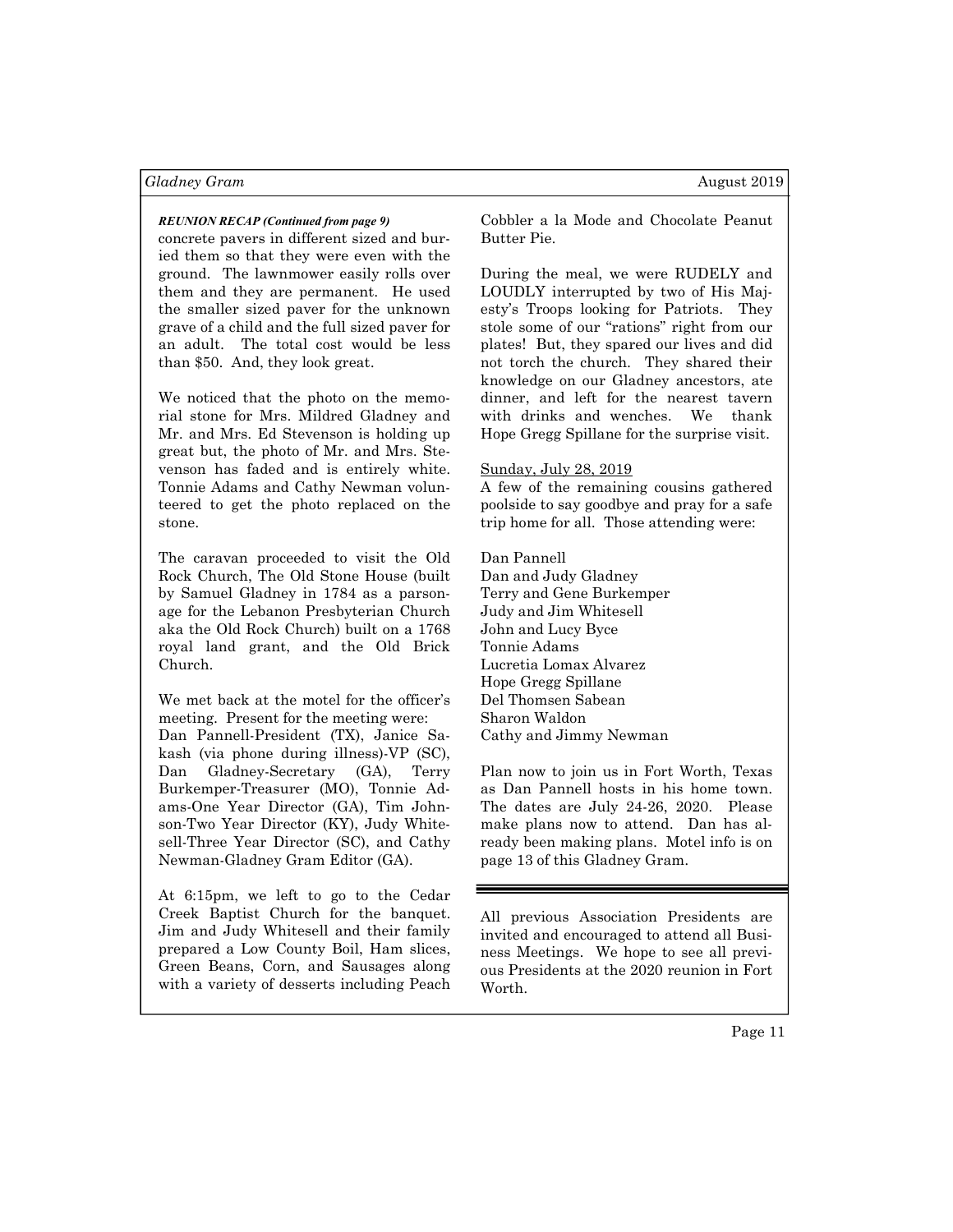***REUNION RECAP (Continued from page 9)***

concrete pavers in different sized and buried them so that they were even with the ground. The lawnmower easily rolls over them and they are permanent. He used the smaller sized paver for the unknown grave of a child and the full sized paver for an adult. The total cost would be less than $50. And, they look great.

We noticed that the photo on the memorial stone for Mrs. Mildred Gladney and Mr. and Mrs. Ed Stevenson is holding up great but, the photo of Mr. and Mrs. Stevenson has faded and is entirely white. Tonnie Adams and Cathy Newman volunteered to get the photo replaced on the stone.

The caravan proceeded to visit the Old Rock Church, The Old Stone House (built by Samuel Gladney in 1784 as a parsonage for the Lebanon Presbyterian Church aka the Old Rock Church) built on a 1768 royal land grant, and the Old Brick Church.

We met back at the motel for the officer's meeting. Present for the meeting were:
Dan Pannell-President (TX), Janice Sakash (via phone during illness)-VP (SC), Dan Gladney-Secretary (GA), Terry Burkemper-Treasurer (MO), Tonnie Adams-One Year Director (GA), Tim Johnson-Two Year Director (KY), Judy Whitesell-Three Year Director (SC), and Cathy Newman-Gladney Gram Editor (GA).

At 6:15pm, we left to go to the Cedar Creek Baptist Church for the banquet. Jim and Judy Whitesell and their family prepared a Low County Boil, Ham slices, Green Beans, Corn, and Sausages along with a variety of desserts including Peach Cobbler a la Mode and Chocolate Peanut Butter Pie.

During the meal, we were RUDELY and LOUDLY interrupted by two of His Majesty's Troops looking for Patriots. They stole some of our "rations" right from our plates! But, they spared our lives and did not torch the church. They shared their knowledge on our Gladney ancestors, ate dinner, and left for the nearest tavern with drinks and wenches. We thank Hope Gregg Spillane for the surprise visit.

<u>Sunday, July 28, 2019</u>

A few of the remaining cousins gathered poolside to say goodbye and pray for a safe trip home for all. Those attending were:

Dan Pannell
Dan and Judy Gladney
Terry and Gene Burkemper
Judy and Jim Whitesell
John and Lucy Byce
Tonnie Adams
Lucretia Lomax Alvarez
Hope Gregg Spillane
Del Thomsen Sabean
Sharon Waldon
Cathy and Jimmy Newman

Plan now to join us in Fort Worth, Texas as Dan Pannell hosts in his home town. The dates are July 24-26, 2020. Please make plans now to attend. Dan has already been making plans. Motel info is on page 13 of this Gladney Gram.

---

All previous Association Presidents are invited and encouraged to attend all Business Meetings. We hope to see all previous Presidents at the 2020 reunion in Fort Worth.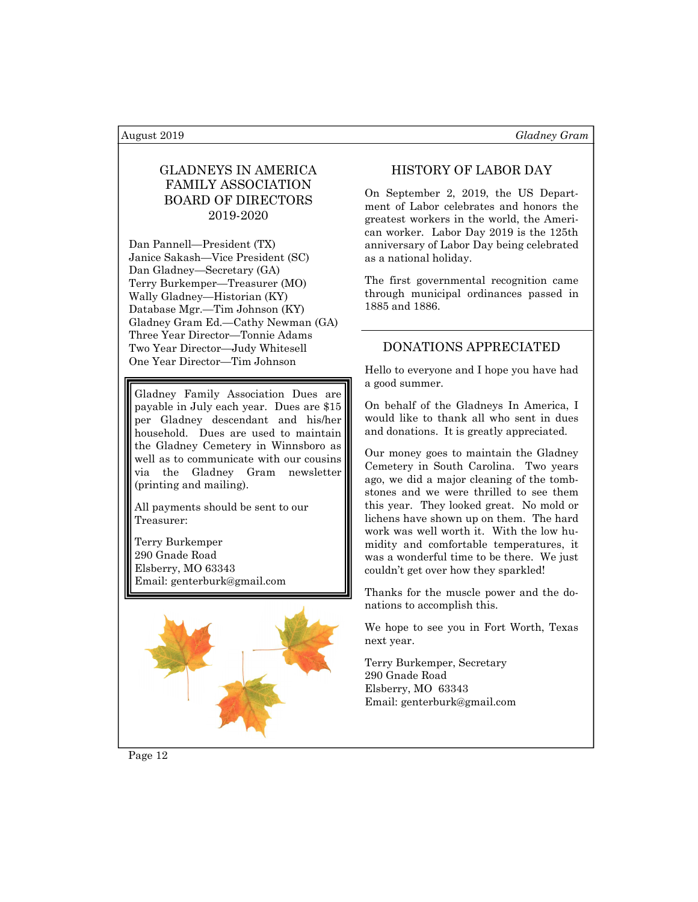## GLADNEYS IN AMERICA FAMILY ASSOCIATION BOARD OF DIRECTORS 2019-2020

Dan Pannell—President (TX)
Janice Sakash—Vice President (SC)
Dan Gladney—Secretary (GA)
Terry Burkemper—Treasurer (MO)
Wally Gladney—Historian (KY)
Database Mgr.—Tim Johnson (KY)
Gladney Gram Ed.—Cathy Newman (GA)
Three Year Director—Tonnie Adams
Two Year Director—Judy Whitesell
One Year Director—Tim Johnson

Gladney Family Association Dues are payable in July each year. Dues are $15 per Gladney descendant and his/her household. Dues are used to maintain the Gladney Cemetery in Winnsboro as well as to communicate with our cousins via the Gladney Gram newsletter (printing and mailing).

All payments should be sent to our Treasurer:

Terry Burkemper
290 Gnade Road
Elsberry, MO 63343
Email: genterburk@gmail.com

## HISTORY OF LABOR DAY

On September 2, 2019, the US Department of Labor celebrates and honors the greatest workers in the world, the American worker. Labor Day 2019 is the 125th anniversary of Labor Day being celebrated as a national holiday.

The first governmental recognition came through municipal ordinances passed in 1885 and 1886.

## DONATIONS APPRECIATED

Hello to everyone and I hope you have had a good summer.

On behalf of the Gladneys In America, I would like to thank all who sent in dues and donations. It is greatly appreciated.

Our money goes to maintain the Gladney Cemetery in South Carolina. Two years ago, we did a major cleaning of the tombstones and we were thrilled to see them this year. They looked great. No mold or lichens have shown up on them. The hard work was well worth it. With the low humidity and comfortable temperatures, it was a wonderful time to be there. We just couldn't get over how they sparkled!

Thanks for the muscle power and the donations to accomplish this.

We hope to see you in Fort Worth, Texas next year.

Terry Burkemper, Secretary
290 Gnade Road
Elsberry, MO 63343
Email: genterburk@gmail.com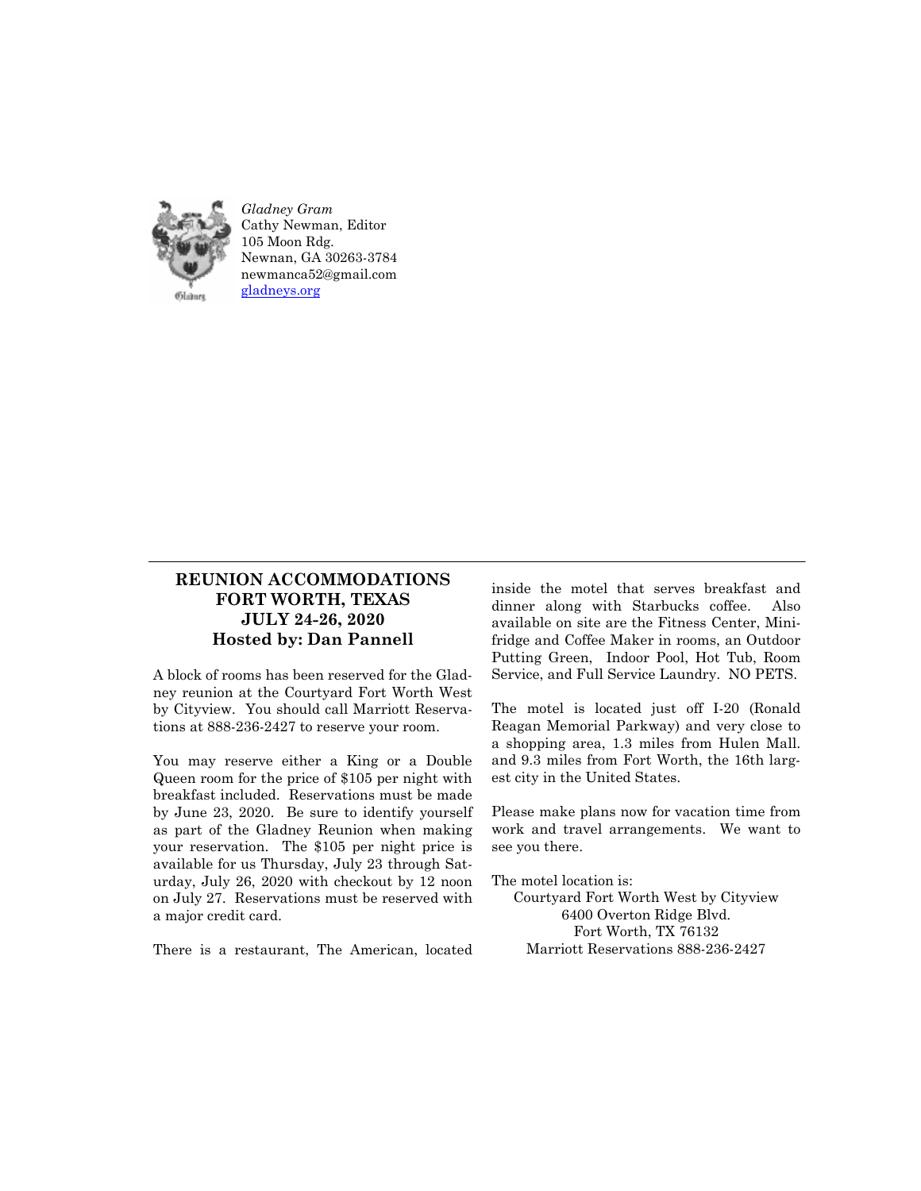*Gladney Gram*
Cathy Newman, Editor
105 Moon Rdg.
Newnan, GA 30263-3784
newmanca52@gmail.com
[gladneys.org](gladneys.org)

---

## REUNION ACCOMMODATIONS
## FORT WORTH, TEXAS
## JULY 24-26, 2020
## Hosted by: Dan Pannell

A block of rooms has been reserved for the Gladney reunion at the Courtyard Fort Worth West by Cityview. You should call Marriott Reservations at 888-236-2427 to reserve your room.

You may reserve either a King or a Double Queen room for the price of $105 per night with breakfast included. Reservations must be made by June 23, 2020. Be sure to identify yourself as part of the Gladney Reunion when making your reservation. The $105 per night price is available for us Thursday, July 23 through Saturday, July 26, 2020 with checkout by 12 noon on July 27. Reservations must be reserved with a major credit card.

There is a restaurant, The American, located inside the motel that serves breakfast and dinner along with Starbucks coffee. Also available on site are the Fitness Center, Mini-fridge and Coffee Maker in rooms, an Outdoor Putting Green, Indoor Pool, Hot Tub, Room Service, and Full Service Laundry. NO PETS.

The motel is located just off I-20 (Ronald Reagan Memorial Parkway) and very close to a shopping area, 1.3 miles from Hulen Mall. and 9.3 miles from Fort Worth, the 16th largest city in the United States.

Please make plans now for vacation time from work and travel arrangements. We want to see you there.

The motel location is:
Courtyard Fort Worth West by Cityview
6400 Overton Ridge Blvd.
Fort Worth, TX 76132
Marriott Reservations 888-236-2427